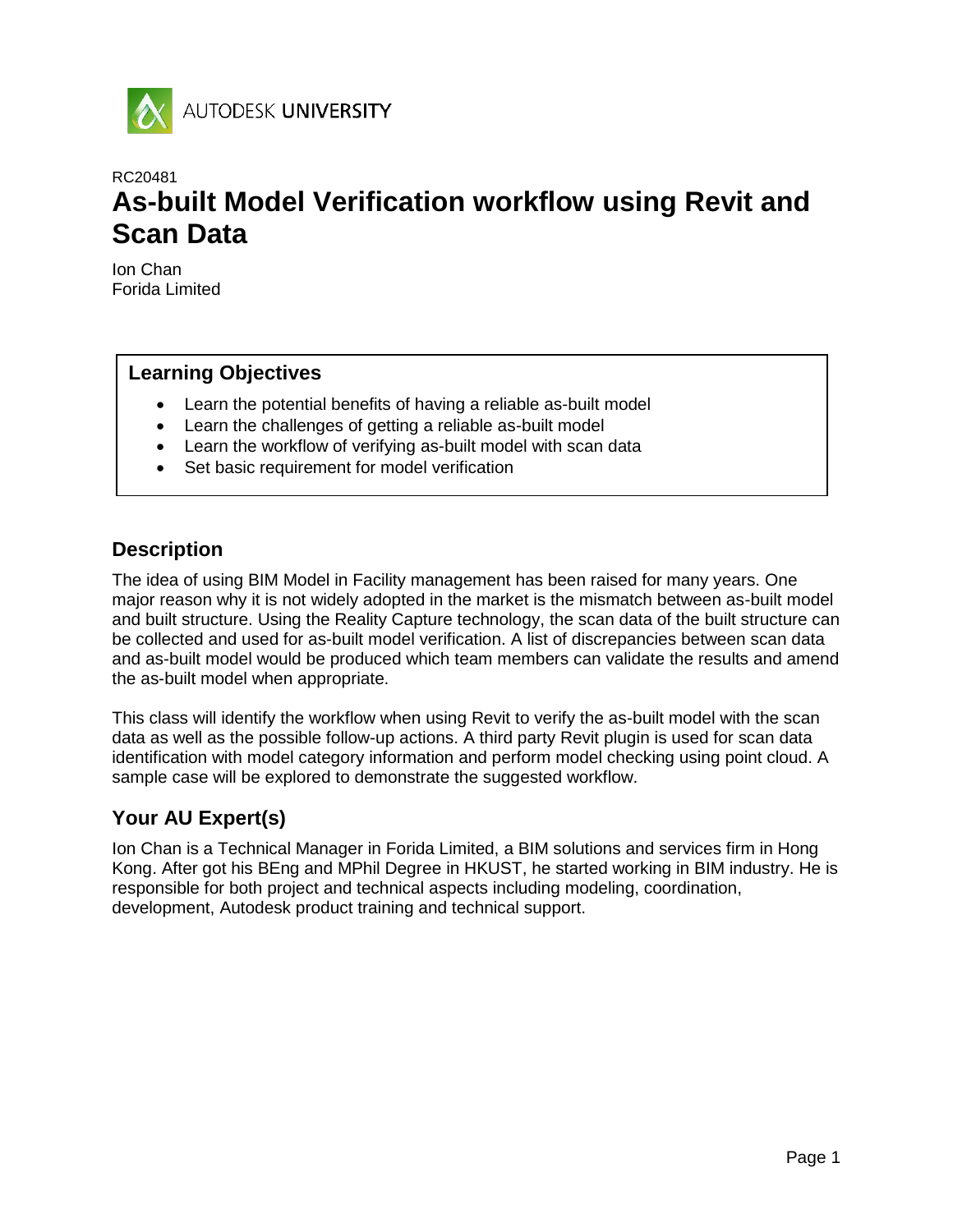AUTODESK UNIVERSITY

RC20481

# As-built Model Verification workflow using Revit and Scan Data

Ion Chan
Forida Limited

## Learning Objectives

- Learn the potential benefits of having a reliable as-built model
- Learn the challenges of getting a reliable as-built model
- Learn the workflow of verifying as-built model with scan data
- Set basic requirement for model verification

## Description

The idea of using BIM Model in Facility management has been raised for many years. One major reason why it is not widely adopted in the market is the mismatch between as-built model and built structure. Using the Reality Capture technology, the scan data of the built structure can be collected and used for as-built model verification. A list of discrepancies between scan data and as-built model would be produced which team members can validate the results and amend the as-built model when appropriate.

This class will identify the workflow when using Revit to verify the as-built model with the scan data as well as the possible follow-up actions. A third party Revit plugin is used for scan data identification with model category information and perform model checking using point cloud. A sample case will be explored to demonstrate the suggested workflow.

## Your AU Expert(s)

Ion Chan is a Technical Manager in Forida Limited, a BIM solutions and services firm in Hong Kong. After got his BEng and MPhil Degree in HKUST, he started working in BIM industry. He is responsible for both project and technical aspects including modeling, coordination, development, Autodesk product training and technical support.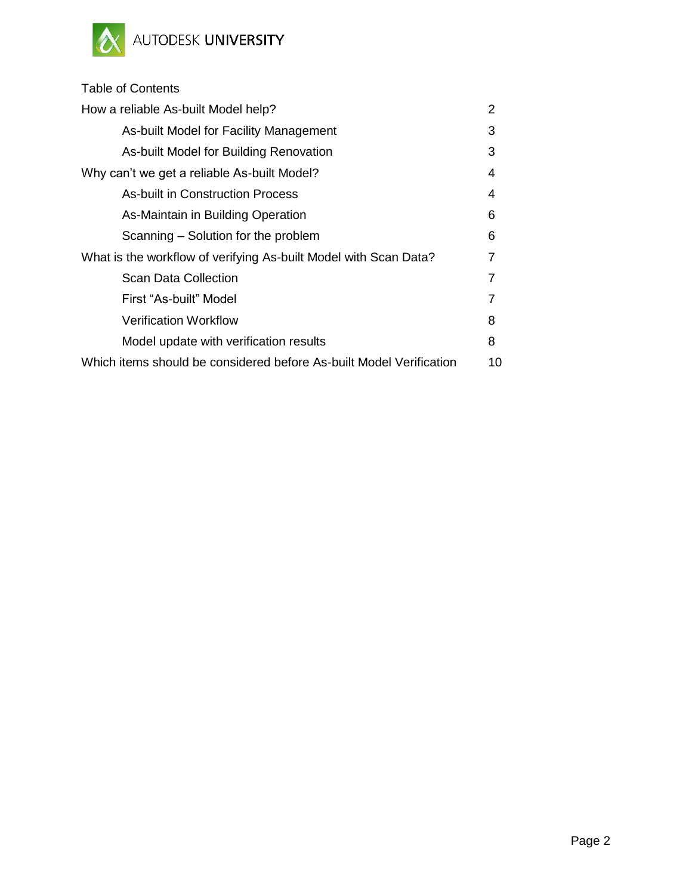Table of Contents

| | |
|---|---|
| How a reliable As-built Model help? | 2 |
| As-built Model for Facility Management | 3 |
| As-built Model for Building Renovation | 3 |
| Why can't we get a reliable As-built Model? | 4 |
| As-built in Construction Process | 4 |
| As-Maintain in Building Operation | 6 |
| Scanning – Solution for the problem | 6 |
| What is the workflow of verifying As-built Model with Scan Data? | 7 |
| Scan Data Collection | 7 |
| First "As-built" Model | 7 |
| Verification Workflow | 8 |
| Model update with verification results | 8 |
| Which items should be considered before As-built Model Verification | 10 |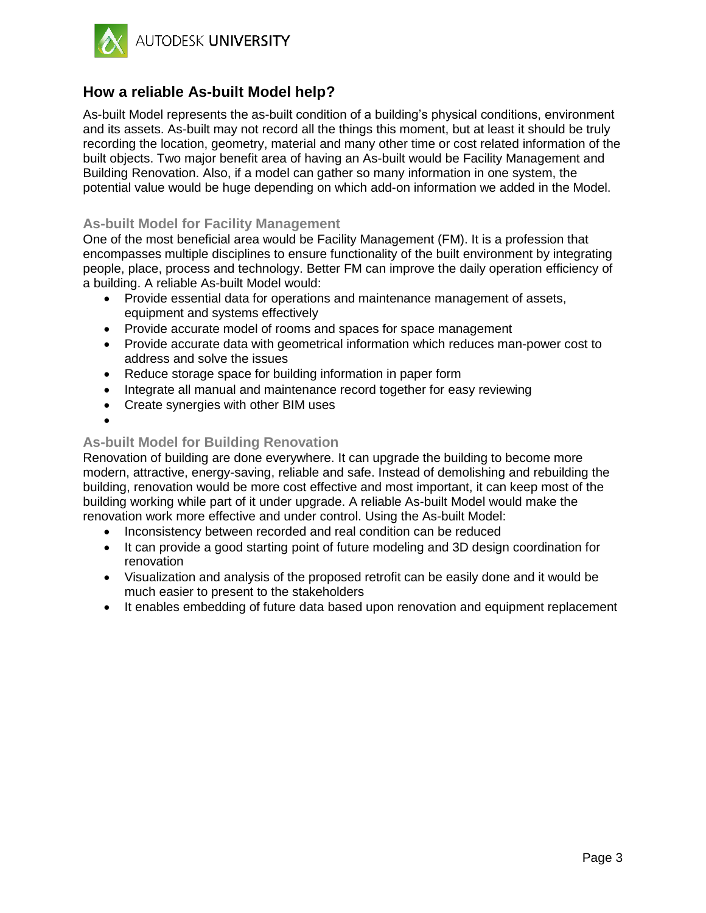## How a reliable As-built Model help?

As-built Model represents the as-built condition of a building's physical conditions, environment and its assets. As-built may not record all the things this moment, but at least it should be truly recording the location, geometry, material and many other time or cost related information of the built objects. Two major benefit area of having an As-built would be Facility Management and Building Renovation. Also, if a model can gather so many information in one system, the potential value would be huge depending on which add-on information we added in the Model.

### As-built Model for Facility Management

One of the most beneficial area would be Facility Management (FM). It is a profession that encompasses multiple disciplines to ensure functionality of the built environment by integrating people, place, process and technology. Better FM can improve the daily operation efficiency of a building. A reliable As-built Model would:

- Provide essential data for operations and maintenance management of assets, equipment and systems effectively
- Provide accurate model of rooms and spaces for space management
- Provide accurate data with geometrical information which reduces man-power cost to address and solve the issues
- Reduce storage space for building information in paper form
- Integrate all manual and maintenance record together for easy reviewing
- Create synergies with other BIM uses

### As-built Model for Building Renovation

Renovation of building are done everywhere. It can upgrade the building to become more modern, attractive, energy-saving, reliable and safe. Instead of demolishing and rebuilding the building, renovation would be more cost effective and most important, it can keep most of the building working while part of it under upgrade. A reliable As-built Model would make the renovation work more effective and under control. Using the As-built Model:

- Inconsistency between recorded and real condition can be reduced
- It can provide a good starting point of future modeling and 3D design coordination for renovation
- Visualization and analysis of the proposed retrofit can be easily done and it would be much easier to present to the stakeholders
- It enables embedding of future data based upon renovation and equipment replacement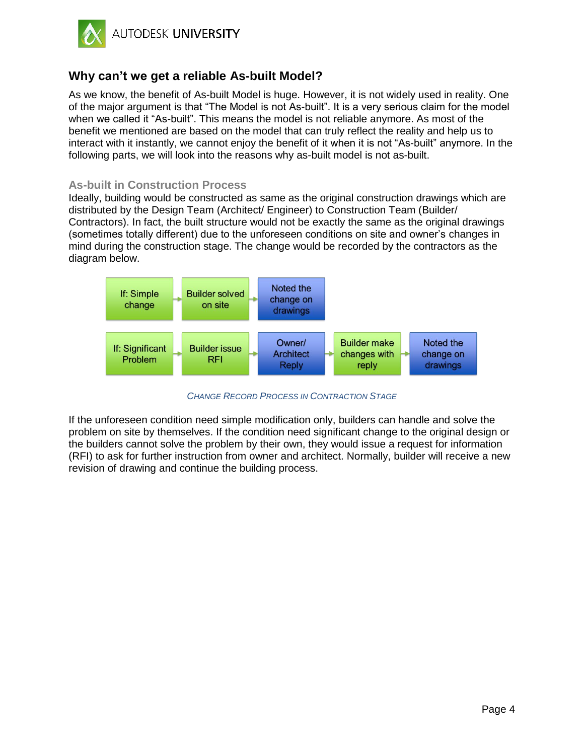## Why can't we get a reliable As-built Model?

As we know, the benefit of As-built Model is huge. However, it is not widely used in reality. One of the major argument is that "The Model is not As-built". It is a very serious claim for the model when we called it "As-built". This means the model is not reliable anymore. As most of the benefit we mentioned are based on the model that can truly reflect the reality and help us to interact with it instantly, we cannot enjoy the benefit of it when it is not "As-built" anymore. In the following parts, we will look into the reasons why as-built model is not as-built.

### As-built in Construction Process

Ideally, building would be constructed as same as the original construction drawings which are distributed by the Design Team (Architect/ Engineer) to Construction Team (Builder/ Contractors). In fact, the built structure would not be exactly the same as the original drawings (sometimes totally different) due to the unforeseen conditions on site and owner's changes in mind during the construction stage. The change would be recorded by the contractors as the diagram below.

If: Simple change → Builder solved on site → Noted the change on drawings

If: Significant Problem → Builder issue RFI → Owner/ Architect Reply → Builder make changes with reply → Noted the change on drawings

*CHANGE RECORD PROCESS IN CONTRACTION STAGE*

If the unforeseen condition need simple modification only, builders can handle and solve the problem on site by themselves. If the condition need significant change to the original design or the builders cannot solve the problem by their own, they would issue a request for information (RFI) to ask for further instruction from owner and architect. Normally, builder will receive a new revision of drawing and continue the building process.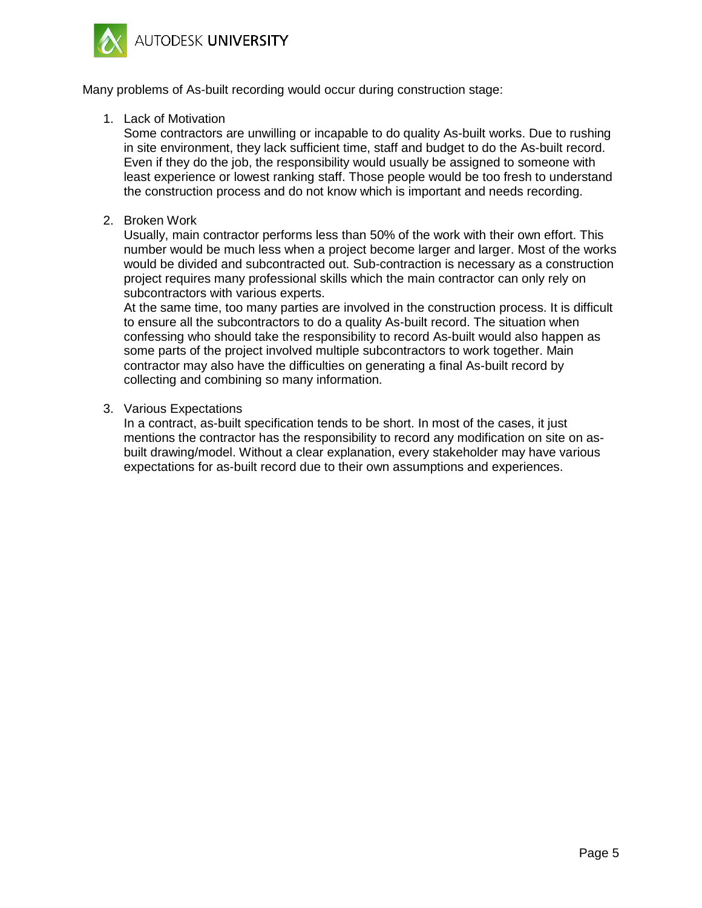Many problems of As-built recording would occur during construction stage:

1. Lack of Motivation
   Some contractors are unwilling or incapable to do quality As-built works. Due to rushing in site environment, they lack sufficient time, staff and budget to do the As-built record. Even if they do the job, the responsibility would usually be assigned to someone with least experience or lowest ranking staff. Those people would be too fresh to understand the construction process and do not know which is important and needs recording.

2. Broken Work
   Usually, main contractor performs less than 50% of the work with their own effort. This number would be much less when a project become larger and larger. Most of the works would be divided and subcontracted out. Sub-contraction is necessary as a construction project requires many professional skills which the main contractor can only rely on subcontractors with various experts.
   At the same time, too many parties are involved in the construction process. It is difficult to ensure all the subcontractors to do a quality As-built record. The situation when confessing who should take the responsibility to record As-built would also happen as some parts of the project involved multiple subcontractors to work together. Main contractor may also have the difficulties on generating a final As-built record by collecting and combining so many information.

3. Various Expectations
   In a contract, as-built specification tends to be short. In most of the cases, it just mentions the contractor has the responsibility to record any modification on site on as-built drawing/model. Without a clear explanation, every stakeholder may have various expectations for as-built record due to their own assumptions and experiences.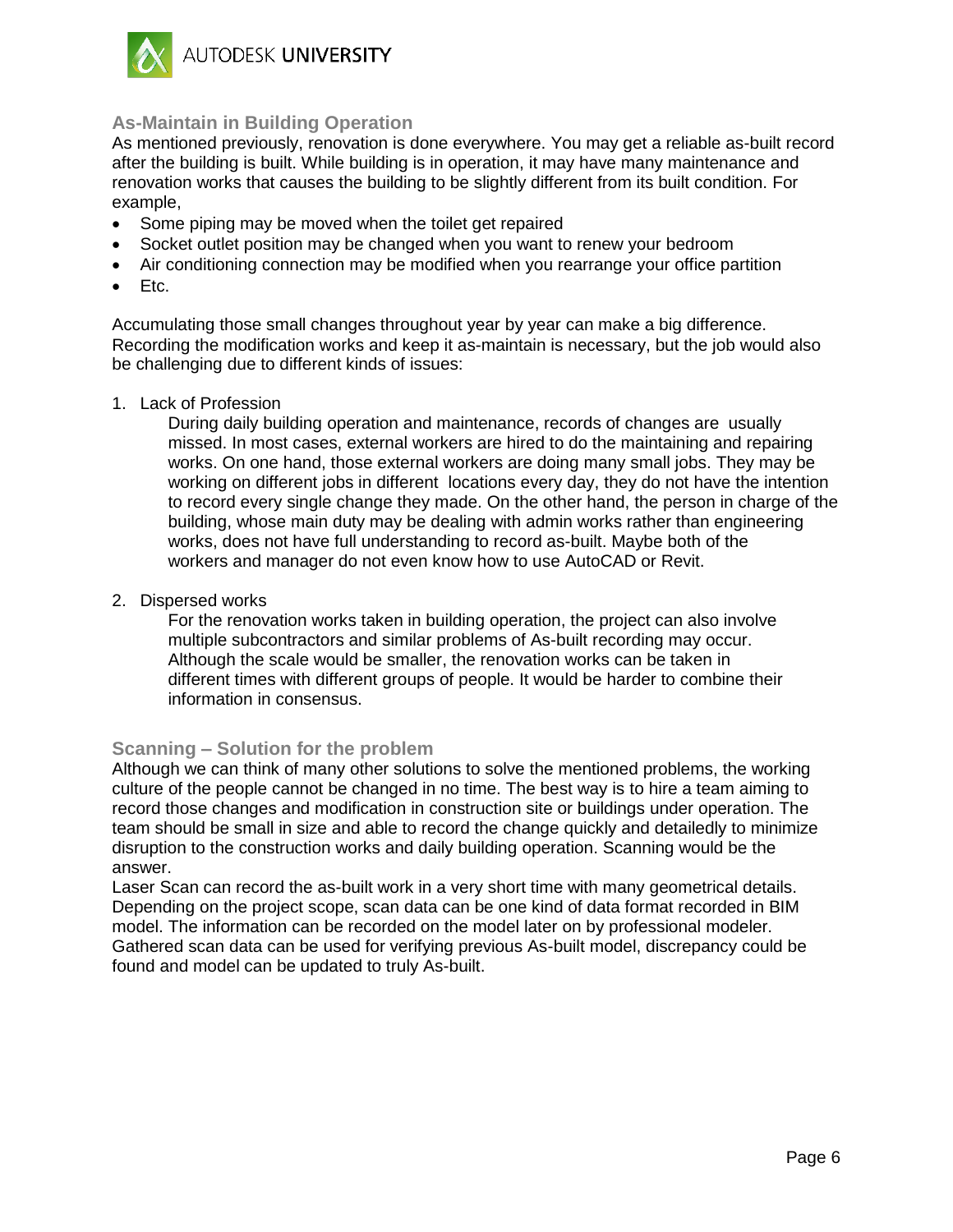## As-Maintain in Building Operation

As mentioned previously, renovation is done everywhere. You may get a reliable as-built record after the building is built. While building is in operation, it may have many maintenance and renovation works that causes the building to be slightly different from its built condition. For example,

- Some piping may be moved when the toilet get repaired
- Socket outlet position may be changed when you want to renew your bedroom
- Air conditioning connection may be modified when you rearrange your office partition
- Etc.

Accumulating those small changes throughout year by year can make a big difference. Recording the modification works and keep it as-maintain is necessary, but the job would also be challenging due to different kinds of issues:

1. Lack of Profession

   During daily building operation and maintenance, records of changes are usually missed. In most cases, external workers are hired to do the maintaining and repairing works. On one hand, those external workers are doing many small jobs. They may be working on different jobs in different locations every day, they do not have the intention to record every single change they made. On the other hand, the person in charge of the building, whose main duty may be dealing with admin works rather than engineering works, does not have full understanding to record as-built. Maybe both of the workers and manager do not even know how to use AutoCAD or Revit.

2. Dispersed works

   For the renovation works taken in building operation, the project can also involve multiple subcontractors and similar problems of As-built recording may occur. Although the scale would be smaller, the renovation works can be taken in different times with different groups of people. It would be harder to combine their information in consensus.

## Scanning – Solution for the problem

Although we can think of many other solutions to solve the mentioned problems, the working culture of the people cannot be changed in no time. The best way is to hire a team aiming to record those changes and modification in construction site or buildings under operation. The team should be small in size and able to record the change quickly and detailedly to minimize disruption to the construction works and daily building operation. Scanning would be the answer.

Laser Scan can record the as-built work in a very short time with many geometrical details. Depending on the project scope, scan data can be one kind of data format recorded in BIM model. The information can be recorded on the model later on by professional modeler. Gathered scan data can be used for verifying previous As-built model, discrepancy could be found and model can be updated to truly As-built.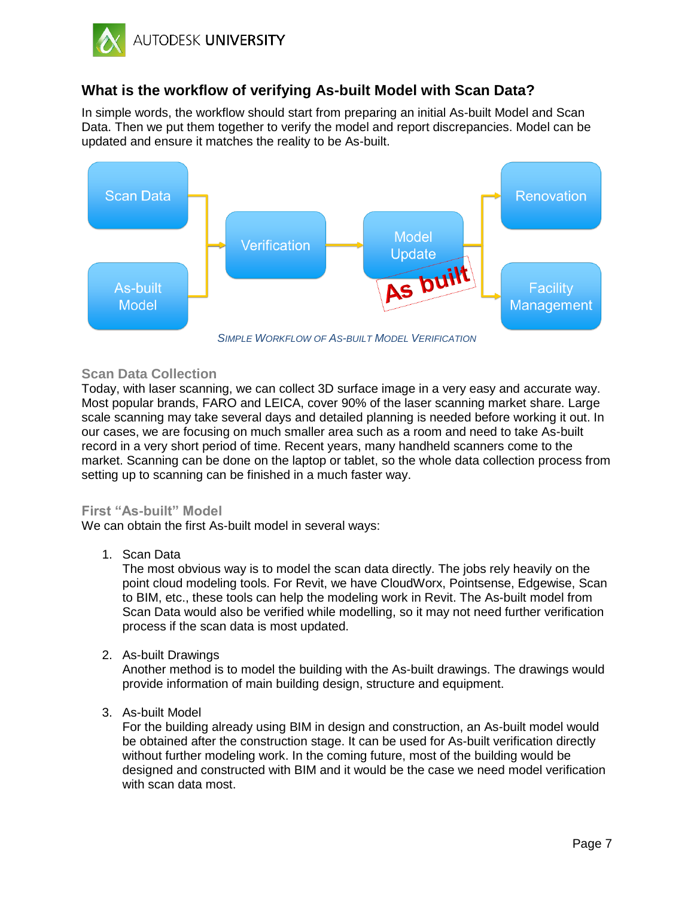## What is the workflow of verifying As-built Model with Scan Data?

In simple words, the workflow should start from preparing an initial As-built Model and Scan Data. Then we put them together to verify the model and report discrepancies. Model can be updated and ensure it matches the reality to be As-built.

Scan Data
As-built Model
Verification
Model Update
As built
Renovation
Facility Management

*SIMPLE WORKFLOW OF AS-BUILT MODEL VERIFICATION*

### Scan Data Collection

Today, with laser scanning, we can collect 3D surface image in a very easy and accurate way. Most popular brands, FARO and LEICA, cover 90% of the laser scanning market share. Large scale scanning may take several days and detailed planning is needed before working it out. In our cases, we are focusing on much smaller area such as a room and need to take As-built record in a very short period of time. Recent years, many handheld scanners come to the market. Scanning can be done on the laptop or tablet, so the whole data collection process from setting up to scanning can be finished in a much faster way.

### First "As-built" Model

We can obtain the first As-built model in several ways:

1. Scan Data
   The most obvious way is to model the scan data directly. The jobs rely heavily on the point cloud modeling tools. For Revit, we have CloudWorx, Pointsense, Edgewise, Scan to BIM, etc., these tools can help the modeling work in Revit. The As-built model from Scan Data would also be verified while modelling, so it may not need further verification process if the scan data is most updated.

2. As-built Drawings
   Another method is to model the building with the As-built drawings. The drawings would provide information of main building design, structure and equipment.

3. As-built Model
   For the building already using BIM in design and construction, an As-built model would be obtained after the construction stage. It can be used for As-built verification directly without further modeling work. In the coming future, most of the building would be designed and constructed with BIM and it would be the case we need model verification with scan data most.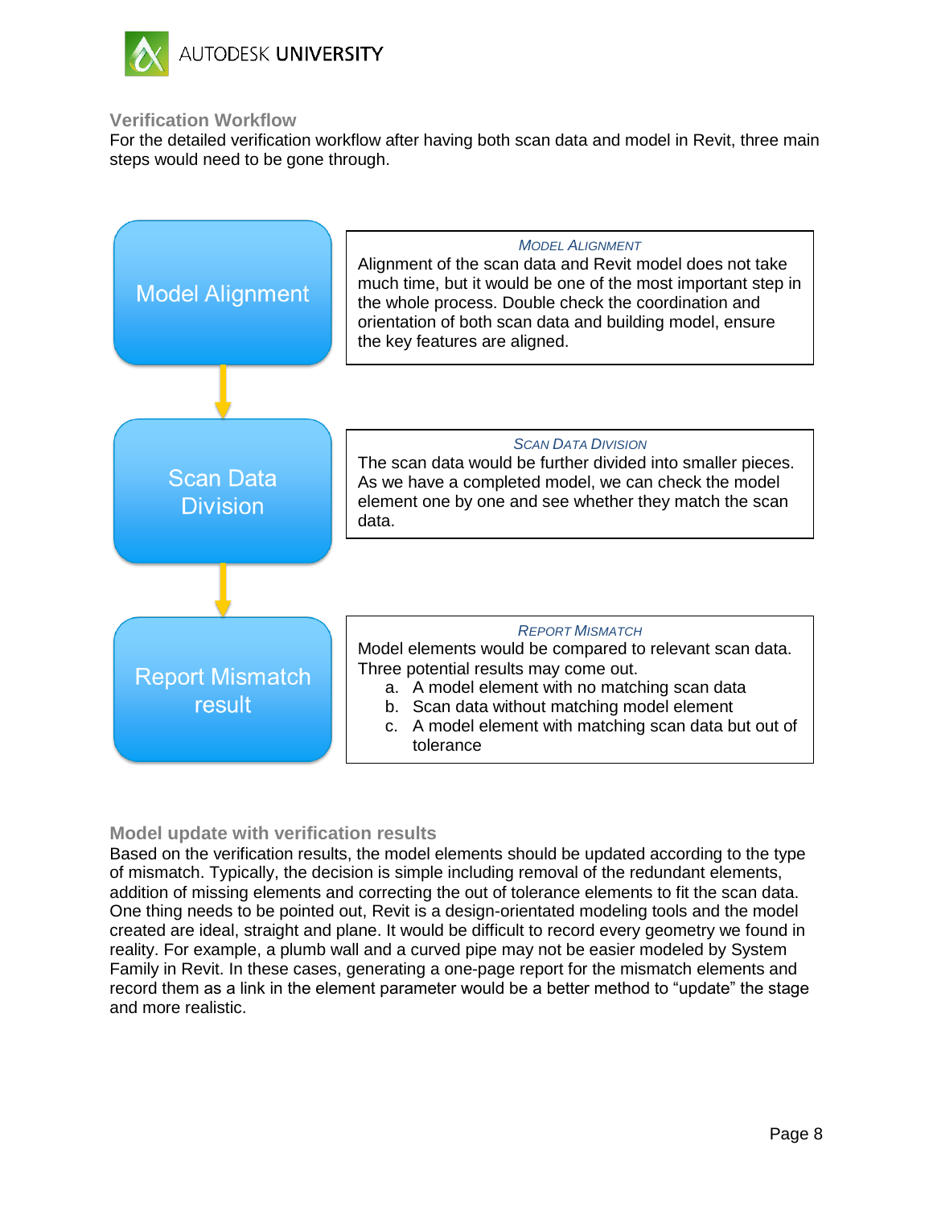### Verification Workflow

For the detailed verification workflow after having both scan data and model in Revit, three main steps would need to be gone through.

**Model Alignment**

*MODEL ALIGNMENT*

Alignment of the scan data and Revit model does not take much time, but it would be one of the most important step in the whole process. Double check the coordination and orientation of both scan data and building model, ensure the key features are aligned.

**Scan Data Division**

*SCAN DATA DIVISION*

The scan data would be further divided into smaller pieces. As we have a completed model, we can check the model element one by one and see whether they match the scan data.

**Report Mismatch result**

*REPORT MISMATCH*

Model elements would be compared to relevant scan data. Three potential results may come out.

a. A model element with no matching scan data
b. Scan data without matching model element
c. A model element with matching scan data but out of tolerance

### Model update with verification results

Based on the verification results, the model elements should be updated according to the type of mismatch. Typically, the decision is simple including removal of the redundant elements, addition of missing elements and correcting the out of tolerance elements to fit the scan data. One thing needs to be pointed out, Revit is a design-orientated modeling tools and the model created are ideal, straight and plane. It would be difficult to record every geometry we found in reality. For example, a plumb wall and a curved pipe may not be easier modeled by System Family in Revit. In these cases, generating a one-page report for the mismatch elements and record them as a link in the element parameter would be a better method to “update” the stage and more realistic.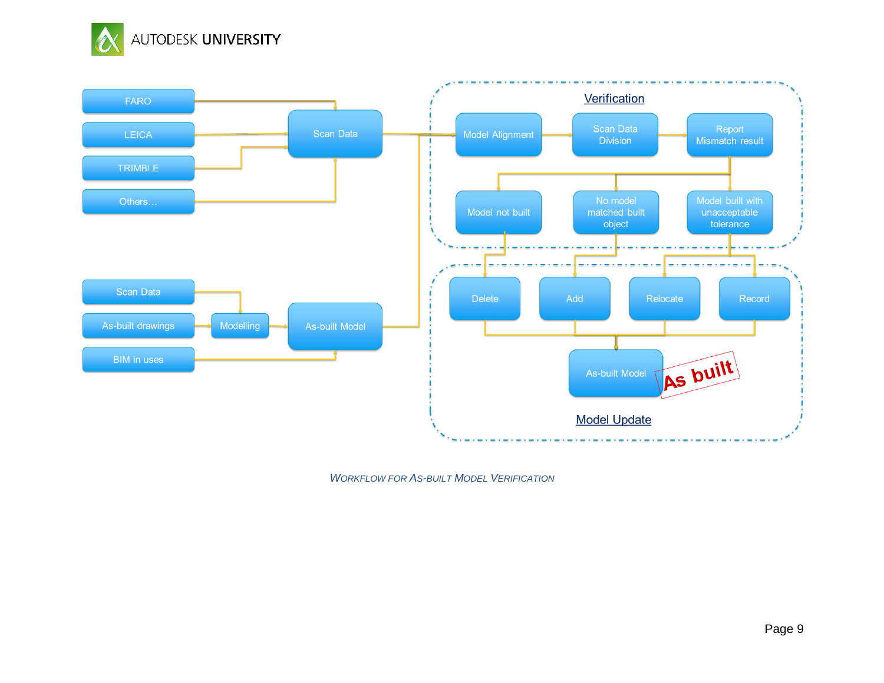WORKFLOW FOR AS-BUILT MODEL VERIFICATION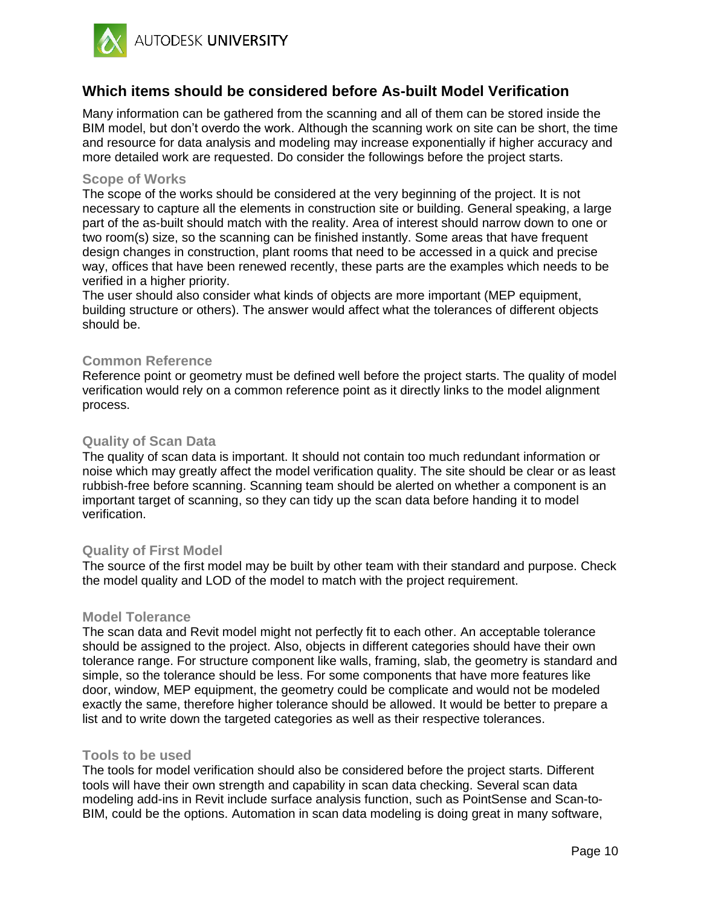## Which items should be considered before As-built Model Verification

Many information can be gathered from the scanning and all of them can be stored inside the BIM model, but don't overdo the work. Although the scanning work on site can be short, the time and resource for data analysis and modeling may increase exponentially if higher accuracy and more detailed work are requested. Do consider the followings before the project starts.

### Scope of Works

The scope of the works should be considered at the very beginning of the project. It is not necessary to capture all the elements in construction site or building. General speaking, a large part of the as-built should match with the reality. Area of interest should narrow down to one or two room(s) size, so the scanning can be finished instantly. Some areas that have frequent design changes in construction, plant rooms that need to be accessed in a quick and precise way, offices that have been renewed recently, these parts are the examples which needs to be verified in a higher priority.

The user should also consider what kinds of objects are more important (MEP equipment, building structure or others). The answer would affect what the tolerances of different objects should be.

### Common Reference

Reference point or geometry must be defined well before the project starts. The quality of model verification would rely on a common reference point as it directly links to the model alignment process.

### Quality of Scan Data

The quality of scan data is important. It should not contain too much redundant information or noise which may greatly affect the model verification quality. The site should be clear or as least rubbish-free before scanning. Scanning team should be alerted on whether a component is an important target of scanning, so they can tidy up the scan data before handing it to model verification.

### Quality of First Model

The source of the first model may be built by other team with their standard and purpose. Check the model quality and LOD of the model to match with the project requirement.

### Model Tolerance

The scan data and Revit model might not perfectly fit to each other. An acceptable tolerance should be assigned to the project. Also, objects in different categories should have their own tolerance range. For structure component like walls, framing, slab, the geometry is standard and simple, so the tolerance should be less. For some components that have more features like door, window, MEP equipment, the geometry could be complicate and would not be modeled exactly the same, therefore higher tolerance should be allowed. It would be better to prepare a list and to write down the targeted categories as well as their respective tolerances.

### Tools to be used

The tools for model verification should also be considered before the project starts. Different tools will have their own strength and capability in scan data checking. Several scan data modeling add-ins in Revit include surface analysis function, such as PointSense and Scan-to-BIM, could be the options. Automation in scan data modeling is doing great in many software,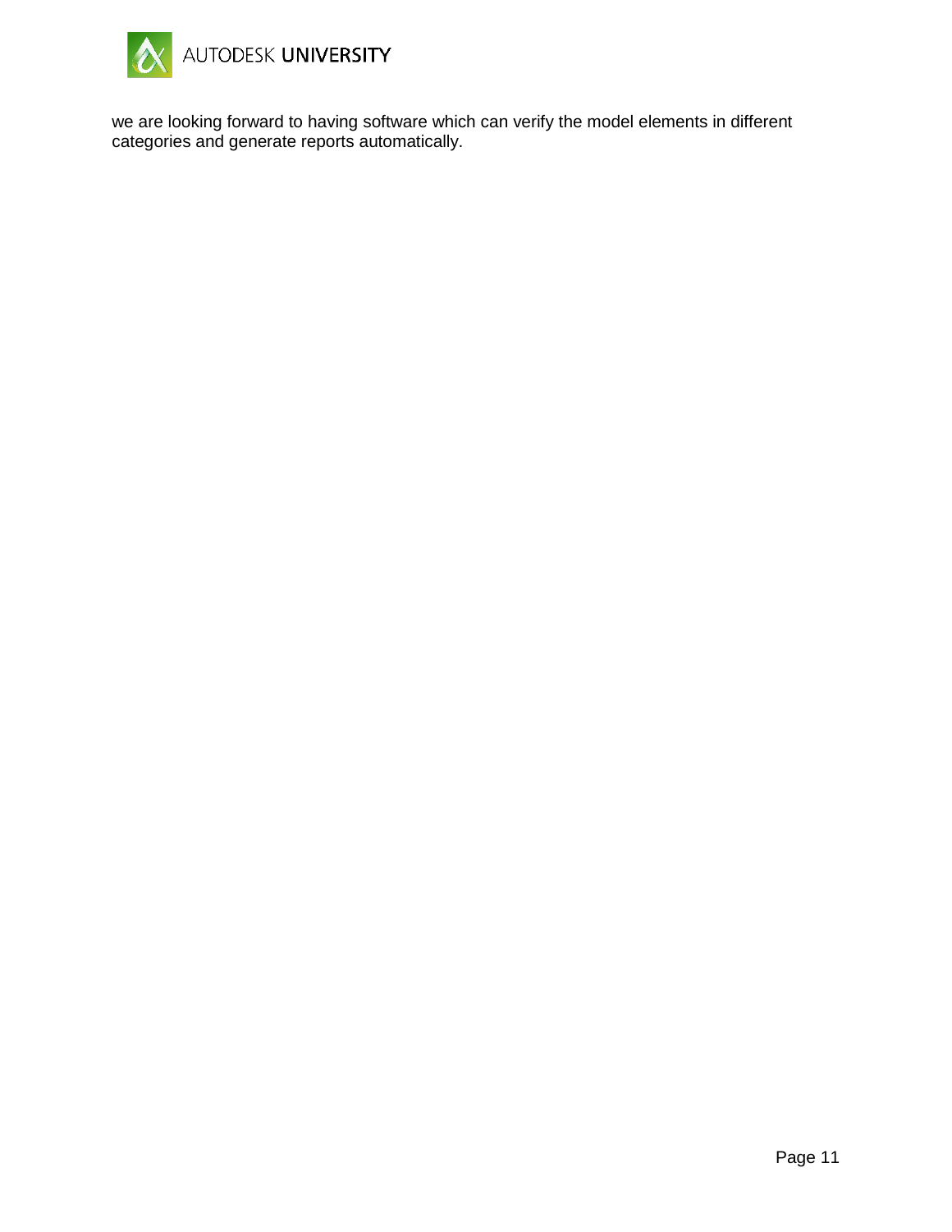we are looking forward to having software which can verify the model elements in different categories and generate reports automatically.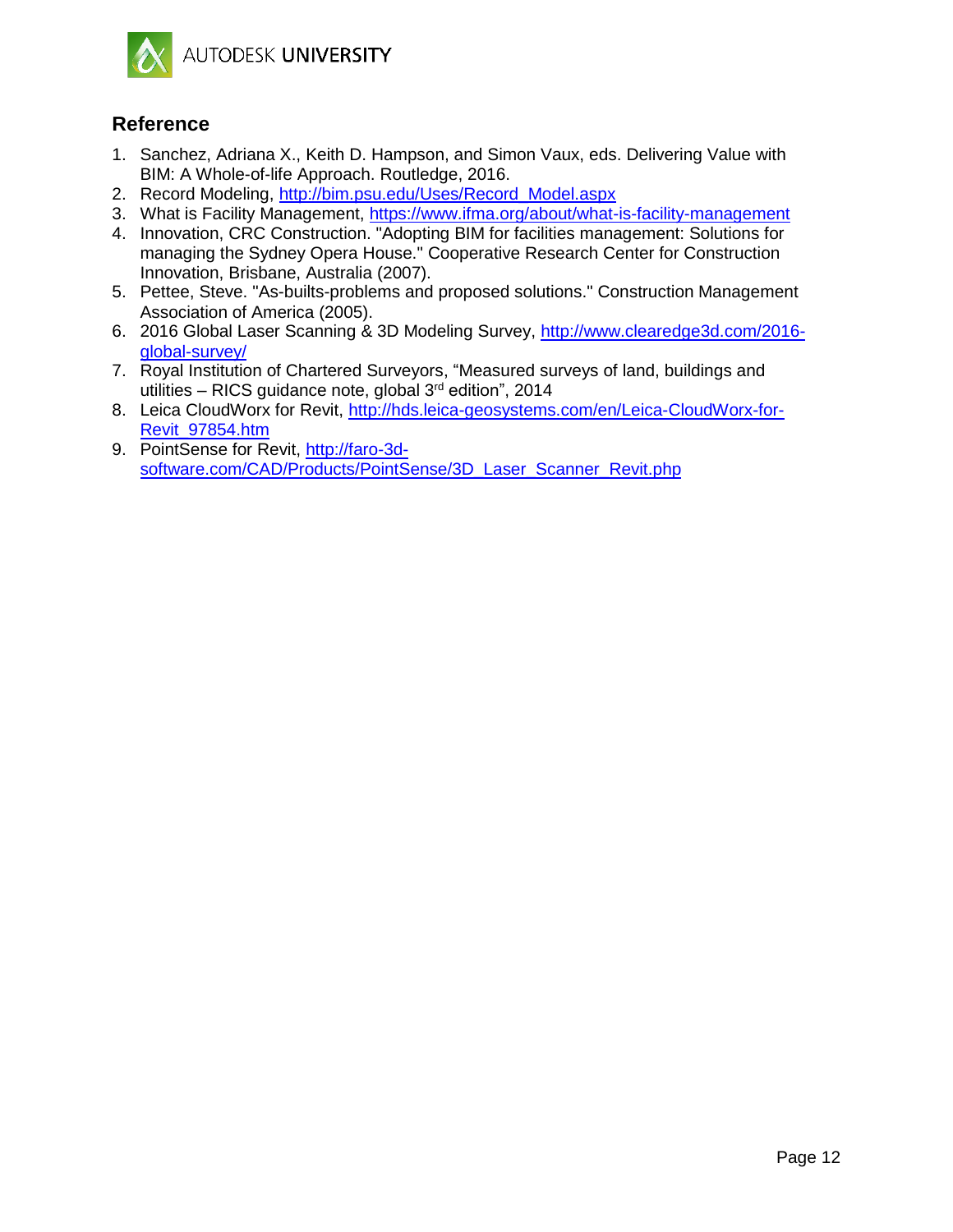## Reference

1. Sanchez, Adriana X., Keith D. Hampson, and Simon Vaux, eds. Delivering Value with BIM: A Whole-of-life Approach. Routledge, 2016.
2. Record Modeling, http://bim.psu.edu/Uses/Record_Model.aspx
3. What is Facility Management, https://www.ifma.org/about/what-is-facility-management
4. Innovation, CRC Construction. "Adopting BIM for facilities management: Solutions for managing the Sydney Opera House." Cooperative Research Center for Construction Innovation, Brisbane, Australia (2007).
5. Pettee, Steve. "As-builts-problems and proposed solutions." Construction Management Association of America (2005).
6. 2016 Global Laser Scanning & 3D Modeling Survey, http://www.clearedge3d.com/2016-global-survey/
7. Royal Institution of Chartered Surveyors, "Measured surveys of land, buildings and utilities – RICS guidance note, global 3rd edition", 2014
8. Leica CloudWorx for Revit, http://hds.leica-geosystems.com/en/Leica-CloudWorx-for-Revit_97854.htm
9. PointSense for Revit, http://faro-3d-software.com/CAD/Products/PointSense/3D_Laser_Scanner_Revit.php